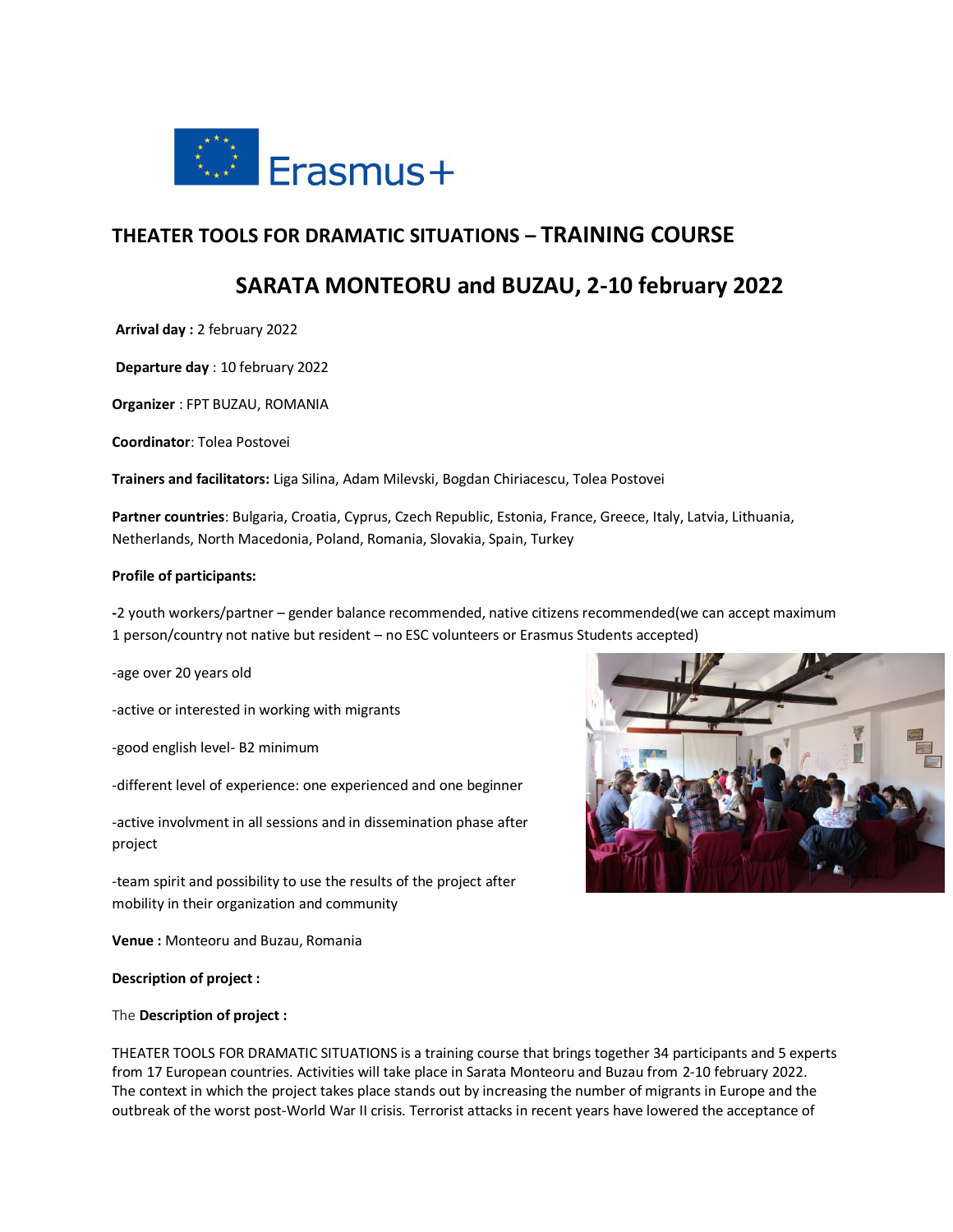# THEATER TOOLS FOR DRAMATIC SITUATIONS – TRAINING COURSE

## SARATA MONTEORU and BUZAU, 2-10 february 2022

**Arrival day :** 2 february 2022

**Departure day** : 10 february 2022

**Organizer** : FPT BUZAU, ROMANIA

**Coordinator**: Tolea Postovei

**Trainers and facilitators:** Liga Silina, Adam Milevski, Bogdan Chiriacescu, Tolea Postovei

**Partner countries**: Bulgaria, Croatia, Cyprus, Czech Republic, Estonia, France, Greece, Italy, Latvia, Lithuania, Netherlands, North Macedonia, Poland, Romania, Slovakia, Spain, Turkey

**Profile of participants:**

**-**2 youth workers/partner – gender balance recommended, native citizens recommended(we can accept maximum 1 person/country not native but resident – no ESC volunteers or Erasmus Students accepted)

-age over 20 years old

-active or interested in working with migrants

-good english level- B2 minimum

-different level of experience: one experienced and one beginner

-active involvment in all sessions and in dissemination phase after project

-team spirit and possibility to use the results of the project after mobility in their organization and community

**Venue :** Monteoru and Buzau, Romania

**Description of project :**

The **Description of project :**

THEATER TOOLS FOR DRAMATIC SITUATIONS is a training course that brings together 34 participants and 5 experts from 17 European countries. Activities will take place in Sarata Monteoru and Buzau from 2-10 february 2022. The context in which the project takes place stands out by increasing the number of migrants in Europe and the outbreak of the worst post-World War II crisis. Terrorist attacks in recent years have lowered the acceptance of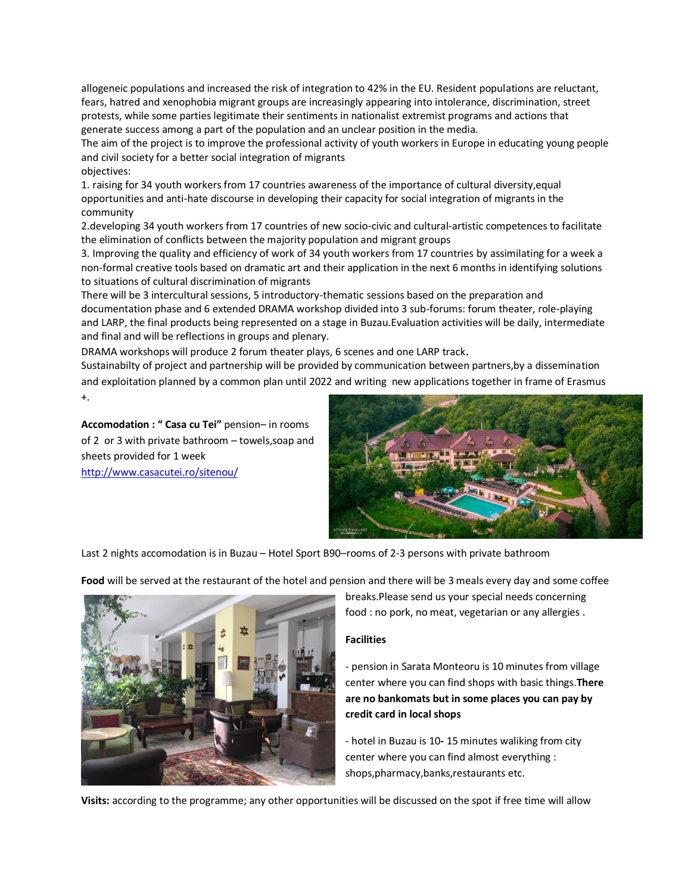allogeneic populations and increased the risk of integration to 42% in the EU. Resident populations are reluctant, fears, hatred and xenophobia migrant groups are increasingly appearing into intolerance, discrimination, street protests, while some parties legitimate their sentiments in nationalist extremist programs and actions that generate success among a part of the population and an unclear position in the media.
The aim of the project is to improve the professional activity of youth workers in Europe in educating young people and civil society for a better social integration of migrants
objectives:
1. raising for 34 youth workers from 17 countries awareness of the importance of cultural diversity,equal opportunities and anti-hate discourse in developing their capacity for social integration of migrants in the community
2.developing 34 youth workers from 17 countries of new socio-civic and cultural-artistic competences to facilitate the elimination of conflicts between the majority population and migrant groups
3. Improving the quality and efficiency of work of 34 youth workers from 17 countries by assimilating for a week a non-formal creative tools based on dramatic art and their application in the next 6 months in identifying solutions to situations of cultural discrimination of migrants
There will be 3 intercultural sessions, 5 introductory-thematic sessions based on the preparation and documentation phase and 6 extended DRAMA workshop divided into 3 sub-forums: forum theater, role-playing and LARP, the final products being represented on a stage in Buzau.Evaluation activities will be daily, intermediate and final and will be reflections in groups and plenary.
DRAMA workshops will produce 2 forum theater plays, 6 scenes and one LARP track.
Sustainabilty of project and partnership will be provided by communication between partners,by a dissemination and exploitation planned by a common plan until 2022 and writing new applications together in frame of Erasmus +.

**Accomodation : " Casa cu Tei"** pension– in rooms of 2 or 3 with private bathroom – towels,soap and sheets provided for 1 week
http://www.casacutei.ro/sitenou/

Last 2 nights accomodation is in Buzau – Hotel Sport B90–rooms of 2-3 persons with private bathroom

**Food** will be served at the restaurant of the hotel and pension and there will be 3 meals every day and some coffee breaks.Please send us your special needs concerning food : no pork, no meat, vegetarian or any allergies .

**Facilities**

- pension in Sarata Monteoru is 10 minutes from village center where you can find shops with basic things.**There are no bankomats but in some places you can pay by credit card in local shops**

- hotel in Buzau is 10- 15 minutes waliking from city center where you can find almost everything : shops,pharmacy,banks,restaurants etc.

**Visits:** according to the programme; any other opportunities will be discussed on the spot if free time will allow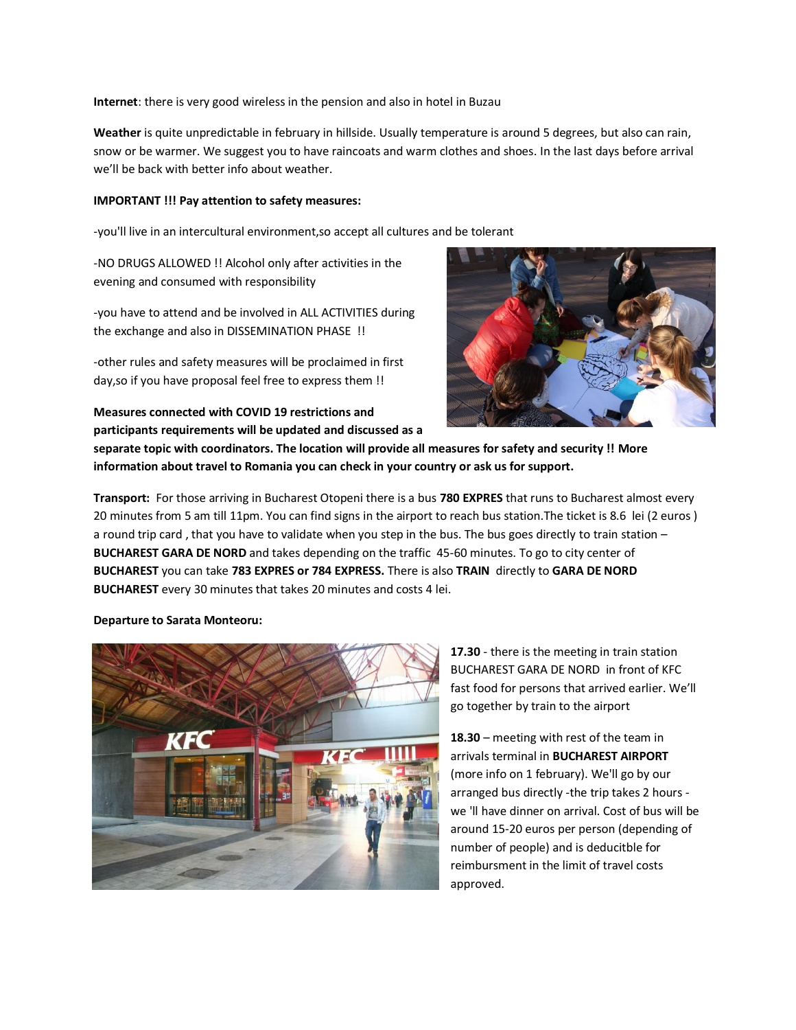**Internet**: there is very good wireless in the pension and also in hotel in Buzau

**Weather** is quite unpredictable in february in hillside. Usually temperature is around 5 degrees, but also can rain, snow or be warmer. We suggest you to have raincoats and warm clothes and shoes. In the last days before arrival we'll be back with better info about weather.

**IMPORTANT !!! Pay attention to safety measures:**

-you'll live in an intercultural environment,so accept all cultures and be tolerant

-NO DRUGS ALLOWED !! Alcohol only after activities in the evening and consumed with responsibility

-you have to attend and be involved in ALL ACTIVITIES during the exchange and also in DISSEMINATION PHASE !!

-other rules and safety measures will be proclaimed in first day,so if you have proposal feel free to express them !!

**Measures connected with COVID 19 restrictions and participants requirements will be updated and discussed as a separate topic with coordinators. The location will provide all measures for safety and security !! More information about travel to Romania you can check in your country or ask us for support.**

**Transport:** For those arriving in Bucharest Otopeni there is a bus **780 EXPRES** that runs to Bucharest almost every 20 minutes from 5 am till 11pm. You can find signs in the airport to reach bus station.The ticket is 8.6 lei (2 euros ) a round trip card , that you have to validate when you step in the bus. The bus goes directly to train station – **BUCHAREST GARA DE NORD** and takes depending on the traffic 45-60 minutes. To go to city center of **BUCHAREST** you can take **783 EXPRES or 784 EXPRESS.** There is also **TRAIN** directly to **GARA DE NORD BUCHAREST** every 30 minutes that takes 20 minutes and costs 4 lei.

**Departure to Sarata Monteoru:**

**17.30** - there is the meeting in train station BUCHAREST GARA DE NORD in front of KFC fast food for persons that arrived earlier. We'll go together by train to the airport

**18.30** – meeting with rest of the team in arrivals terminal in **BUCHAREST AIRPORT** (more info on 1 february). We'll go by our arranged bus directly -the trip takes 2 hours - we 'll have dinner on arrival. Cost of bus will be around 15-20 euros per person (depending of number of people) and is deducitble for reimbursment in the limit of travel costs approved.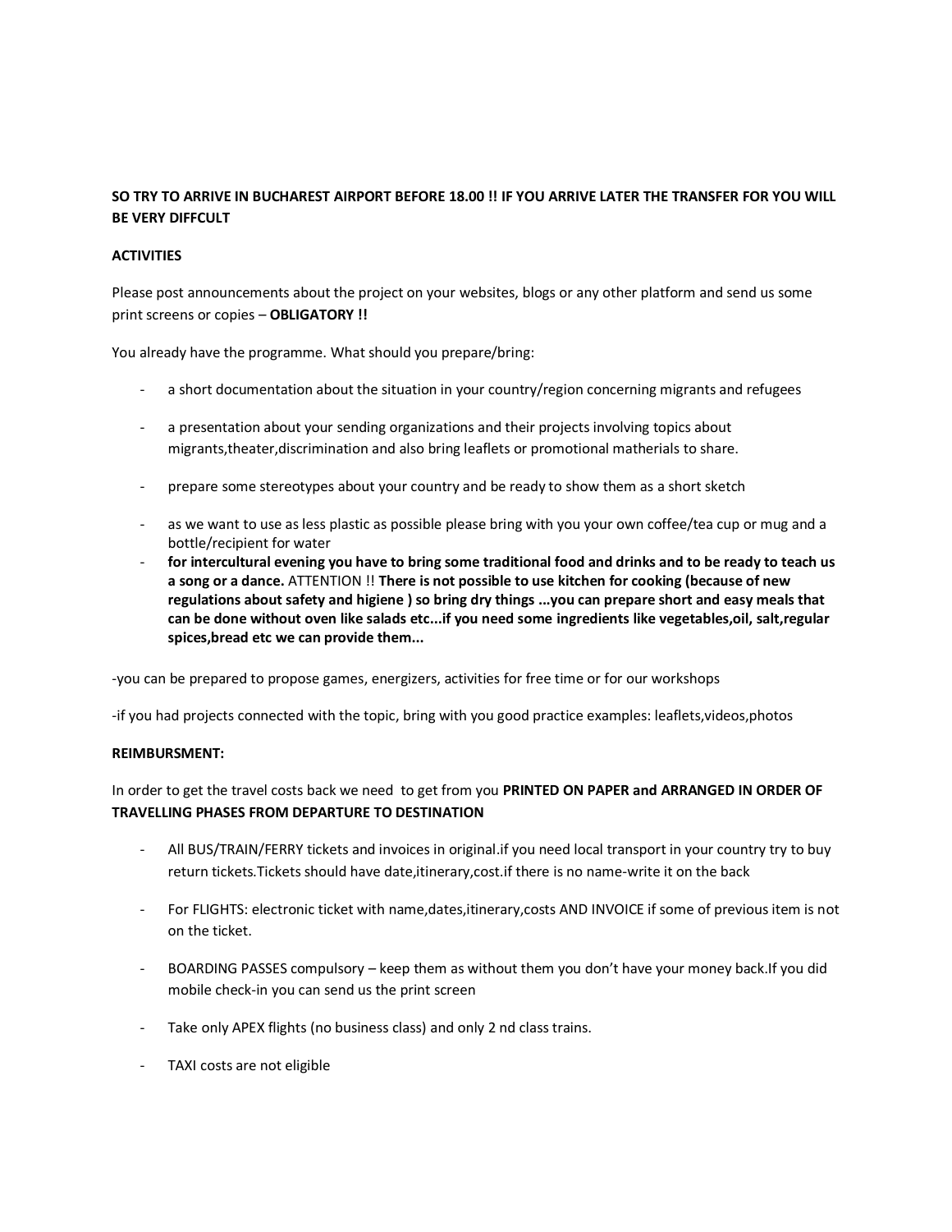**SO TRY TO ARRIVE IN BUCHAREST AIRPORT BEFORE 18.00 !! IF YOU ARRIVE LATER THE TRANSFER FOR YOU WILL BE VERY DIFFCULT**

**ACTIVITIES**

Please post announcements about the project on your websites, blogs or any other platform and send us some print screens or copies – **OBLIGATORY !!**

You already have the programme. What should you prepare/bring:

- a short documentation about the situation in your country/region concerning migrants and refugees
- a presentation about your sending organizations and their projects involving topics about migrants,theater,discrimination and also bring leaflets or promotional matherials to share.
- prepare some stereotypes about your country and be ready to show them as a short sketch
- as we want to use as less plastic as possible please bring with you your own coffee/tea cup or mug and a bottle/recipient for water
- **for intercultural evening you have to bring some traditional food and drinks and to be ready to teach us a song or a dance.** ATTENTION !! **There is not possible to use kitchen for cooking (because of new regulations about safety and higiene ) so bring dry things ...you can prepare short and easy meals that can be done without oven like salads etc...if you need some ingredients like vegetables,oil, salt,regular spices,bread etc we can provide them...**

-you can be prepared to propose games, energizers, activities for free time or for our workshops

-if you had projects connected with the topic, bring with you good practice examples: leaflets,videos,photos

**REIMBURSMENT:**

In order to get the travel costs back we need to get from you **PRINTED ON PAPER and ARRANGED IN ORDER OF TRAVELLING PHASES FROM DEPARTURE TO DESTINATION**

- All BUS/TRAIN/FERRY tickets and invoices in original.if you need local transport in your country try to buy return tickets.Tickets should have date,itinerary,cost.if there is no name-write it on the back
- For FLIGHTS: electronic ticket with name,dates,itinerary,costs AND INVOICE if some of previous item is not on the ticket.
- BOARDING PASSES compulsory – keep them as without them you don't have your money back.If you did mobile check-in you can send us the print screen
- Take only APEX flights (no business class) and only 2 nd class trains.
- TAXI costs are not eligible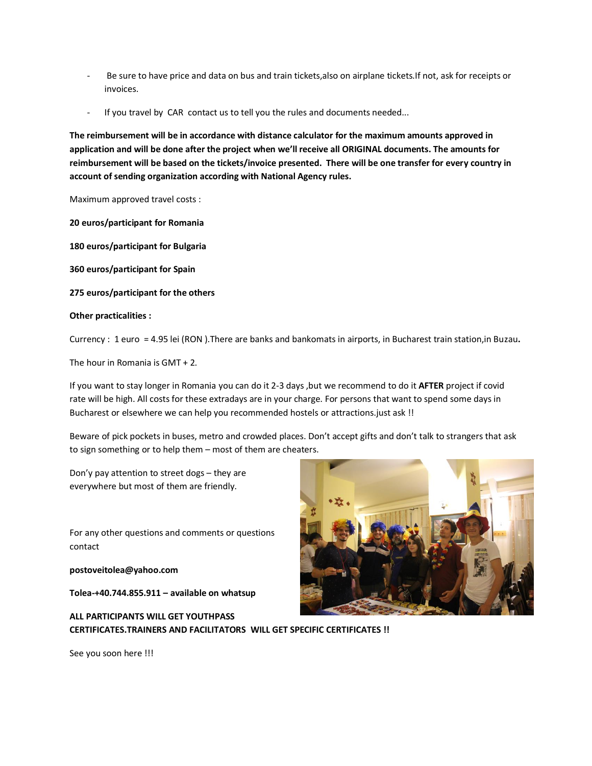- Be sure to have price and data on bus and train tickets,also on airplane tickets.If not, ask for receipts or invoices.

- If you travel by CAR contact us to tell you the rules and documents needed...

**The reimbursement will be in accordance with distance calculator for the maximum amounts approved in application and will be done after the project when we'll receive all ORIGINAL documents. The amounts for reimbursement will be based on the tickets/invoice presented. There will be one transfer for every country in account of sending organization according with National Agency rules.**

Maximum approved travel costs :

**20 euros/participant for Romania**

**180 euros/participant for Bulgaria**

**360 euros/participant for Spain**

**275 euros/participant for the others**

**Other practicalities :**

Currency : 1 euro = 4.95 lei (RON ).There are banks and bankomats in airports, in Bucharest train station,in Buzau**.**

The hour in Romania is GMT + 2.

If you want to stay longer in Romania you can do it 2-3 days ,but we recommend to do it **AFTER** project if covid rate will be high. All costs for these extradays are in your charge. For persons that want to spend some days in Bucharest or elsewhere we can help you recommended hostels or attractions.just ask !!

Beware of pick pockets in buses, metro and crowded places. Don't accept gifts and don't talk to strangers that ask to sign something or to help them – most of them are cheaters.

Don'y pay attention to street dogs – they are everywhere but most of them are friendly.

For any other questions and comments or questions contact

**postoveitolea@yahoo.com**

**Tolea-+40.744.855.911 – available on whatsup**

**ALL PARTICIPANTS WILL GET YOUTHPASS CERTIFICATES.TRAINERS AND FACILITATORS WILL GET SPECIFIC CERTIFICATES !!**

See you soon here !!!